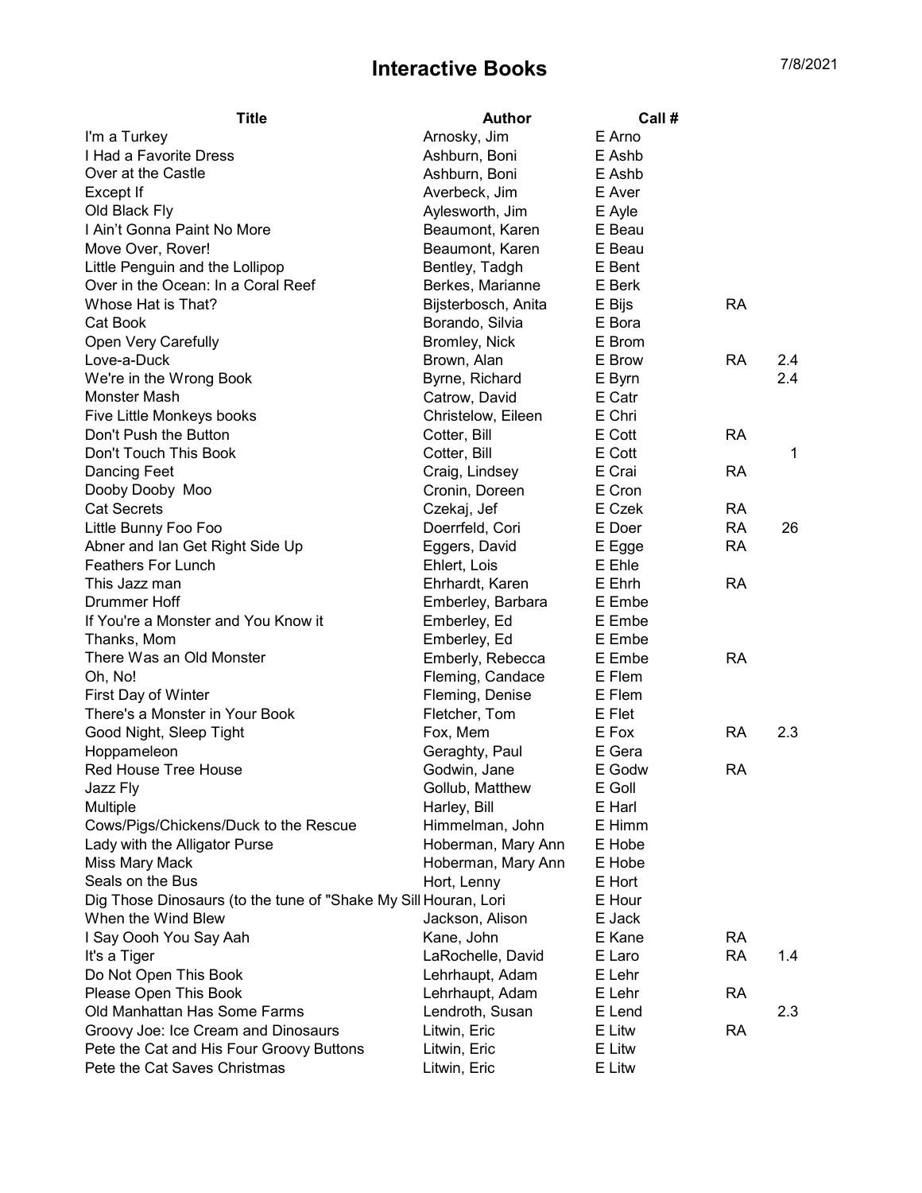# Interactive Books

7/8/2021

| Title | Author | Call # | | |
|---|---|---|---|---|
| I'm a Turkey | Arnosky, Jim | E Arno | | |
| I Had a Favorite Dress | Ashburn, Boni | E Ashb | | |
| Over at the Castle | Ashburn, Boni | E Ashb | | |
| Except If | Averbeck, Jim | E Aver | | |
| Old Black Fly | Aylesworth, Jim | E Ayle | | |
| I Ain't Gonna Paint No More | Beaumont, Karen | E Beau | | |
| Move Over, Rover! | Beaumont, Karen | E Beau | | |
| Little Penguin and the Lollipop | Bentley, Tadgh | E Bent | | |
| Over in the Ocean: In a Coral Reef | Berkes, Marianne | E Berk | | |
| Whose Hat is That? | Bijsterbosch, Anita | E Bijs | RA | |
| Cat Book | Borando, Silvia | E Bora | | |
| Open Very Carefully | Bromley, Nick | E Brom | | |
| Love-a-Duck | Brown, Alan | E Brow | RA | 2.4 |
| We're in the Wrong Book | Byrne, Richard | E Byrn | | 2.4 |
| Monster Mash | Catrow, David | E Catr | | |
| Five Little Monkeys books | Christelow, Eileen | E Chri | | |
| Don't Push the Button | Cotter, Bill | E Cott | RA | |
| Don't Touch This Book | Cotter, Bill | E Cott | | 1 |
| Dancing Feet | Craig, Lindsey | E Crai | RA | |
| Dooby Dooby Moo | Cronin, Doreen | E Cron | | |
| Cat Secrets | Czekaj, Jef | E Czek | RA | |
| Little Bunny Foo Foo | Doerrfeld, Cori | E Doer | RA | 26 |
| Abner and Ian Get Right Side Up | Eggers, David | E Egge | RA | |
| Feathers For Lunch | Ehlert, Lois | E Ehle | | |
| This Jazz man | Ehrhardt, Karen | E Ehrh | RA | |
| Drummer Hoff | Emberley, Barbara | E Embe | | |
| If You're a Monster and You Know it | Emberley, Ed | E Embe | | |
| Thanks, Mom | Emberley, Ed | E Embe | | |
| There Was an Old Monster | Emberly, Rebecca | E Embe | RA | |
| Oh, No! | Fleming, Candace | E Flem | | |
| First Day of Winter | Fleming, Denise | E Flem | | |
| There's a Monster in Your Book | Fletcher, Tom | E Flet | | |
| Good Night, Sleep Tight | Fox, Mem | E Fox | RA | 2.3 |
| Hoppameleon | Geraghty, Paul | E Gera | | |
| Red House Tree House | Godwin, Jane | E Godw | RA | |
| Jazz Fly | Gollub, Matthew | E Goll | | |
| Multiple | Harley, Bill | E Harl | | |
| Cows/Pigs/Chickens/Duck to the Rescue | Himmelman, John | E Himm | | |
| Lady with the Alligator Purse | Hoberman, Mary Ann | E Hobe | | |
| Miss Mary Mack | Hoberman, Mary Ann | E Hobe | | |
| Seals on the Bus | Hort, Lenny | E Hort | | |
| Dig Those Dinosaurs (to the tune of "Shake My Sill | Houran, Lori | E Hour | | |
| When the Wind Blew | Jackson, Alison | E Jack | | |
| I Say Oooh You Say Aah | Kane, John | E Kane | RA | |
| It's a Tiger | LaRochelle, David | E Laro | RA | 1.4 |
| Do Not Open This Book | Lehrhaupt, Adam | E Lehr | | |
| Please Open This Book | Lehrhaupt, Adam | E Lehr | RA | |
| Old Manhattan Has Some Farms | Lendroth, Susan | E Lend | | 2.3 |
| Groovy Joe: Ice Cream and Dinosaurs | Litwin, Eric | E Litw | RA | |
| Pete the Cat and His Four Groovy Buttons | Litwin, Eric | E Litw | | |
| Pete the Cat Saves Christmas | Litwin, Eric | E Litw | | |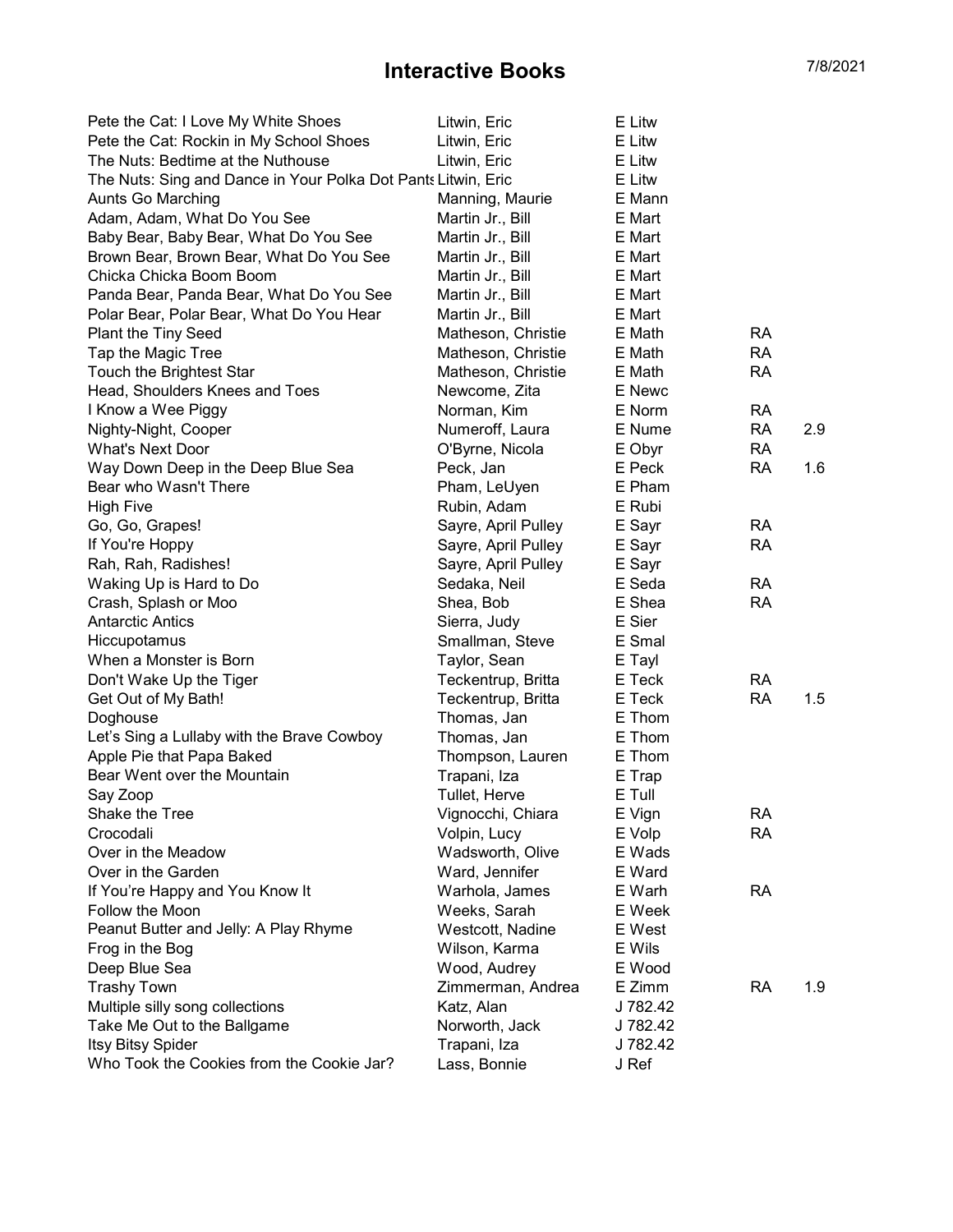# Interactive Books

7/8/2021

| | | | | |
|---|---|---|---|---|
| Pete the Cat: I Love My White Shoes | Litwin, Eric | E Litw | | |
| Pete the Cat: Rockin in My School Shoes | Litwin, Eric | E Litw | | |
| The Nuts: Bedtime at the Nuthouse | Litwin, Eric | E Litw | | |
| The Nuts: Sing and Dance in Your Polka Dot Pants | Litwin, Eric | E Litw | | |
| Aunts Go Marching | Manning, Maurie | E Mann | | |
| Adam, Adam, What Do You See | Martin Jr., Bill | E Mart | | |
| Baby Bear, Baby Bear, What Do You See | Martin Jr., Bill | E Mart | | |
| Brown Bear, Brown Bear, What Do You See | Martin Jr., Bill | E Mart | | |
| Chicka Chicka Boom Boom | Martin Jr., Bill | E Mart | | |
| Panda Bear, Panda Bear, What Do You See | Martin Jr., Bill | E Mart | | |
| Polar Bear, Polar Bear, What Do You Hear | Martin Jr., Bill | E Mart | | |
| Plant the Tiny Seed | Matheson, Christie | E Math | RA | |
| Tap the Magic Tree | Matheson, Christie | E Math | RA | |
| Touch the Brightest Star | Matheson, Christie | E Math | RA | |
| Head, Shoulders Knees and Toes | Newcome, Zita | E Newc | | |
| I Know a Wee Piggy | Norman, Kim | E Norm | RA | |
| Nighty-Night, Cooper | Numeroff, Laura | E Nume | RA | 2.9 |
| What's Next Door | O'Byrne, Nicola | E Obyr | RA | |
| Way Down Deep in the Deep Blue Sea | Peck, Jan | E Peck | RA | 1.6 |
| Bear who Wasn't There | Pham, LeUyen | E Pham | | |
| High Five | Rubin, Adam | E Rubi | | |
| Go, Go, Grapes! | Sayre, April Pulley | E Sayr | RA | |
| If You're Hoppy | Sayre, April Pulley | E Sayr | RA | |
| Rah, Rah, Radishes! | Sayre, April Pulley | E Sayr | | |
| Waking Up is Hard to Do | Sedaka, Neil | E Seda | RA | |
| Crash, Splash or Moo | Shea, Bob | E Shea | RA | |
| Antarctic Antics | Sierra, Judy | E Sier | | |
| Hiccupotamus | Smallman, Steve | E Smal | | |
| When a Monster is Born | Taylor, Sean | E Tayl | | |
| Don't Wake Up the Tiger | Teckentrup, Britta | E Teck | RA | |
| Get Out of My Bath! | Teckentrup, Britta | E Teck | RA | 1.5 |
| Doghouse | Thomas, Jan | E Thom | | |
| Let's Sing a Lullaby with the Brave Cowboy | Thomas, Jan | E Thom | | |
| Apple Pie that Papa Baked | Thompson, Lauren | E Thom | | |
| Bear Went over the Mountain | Trapani, Iza | E Trap | | |
| Say Zoop | Tullet, Herve | E Tull | | |
| Shake the Tree | Vignocchi, Chiara | E Vign | RA | |
| Crocodali | Volpin, Lucy | E Volp | RA | |
| Over in the Meadow | Wadsworth, Olive | E Wads | | |
| Over in the Garden | Ward, Jennifer | E Ward | | |
| If You're Happy and You Know It | Warhola, James | E Warh | RA | |
| Follow the Moon | Weeks, Sarah | E Week | | |
| Peanut Butter and Jelly: A Play Rhyme | Westcott, Nadine | E West | | |
| Frog in the Bog | Wilson, Karma | E Wils | | |
| Deep Blue Sea | Wood, Audrey | E Wood | | |
| Trashy Town | Zimmerman, Andrea | E Zimm | RA | 1.9 |
| Multiple silly song collections | Katz, Alan | J 782.42 | | |
| Take Me Out to the Ballgame | Norworth, Jack | J 782.42 | | |
| Itsy Bitsy Spider | Trapani, Iza | J 782.42 | | |
| Who Took the Cookies from the Cookie Jar? | Lass, Bonnie | J Ref | | |